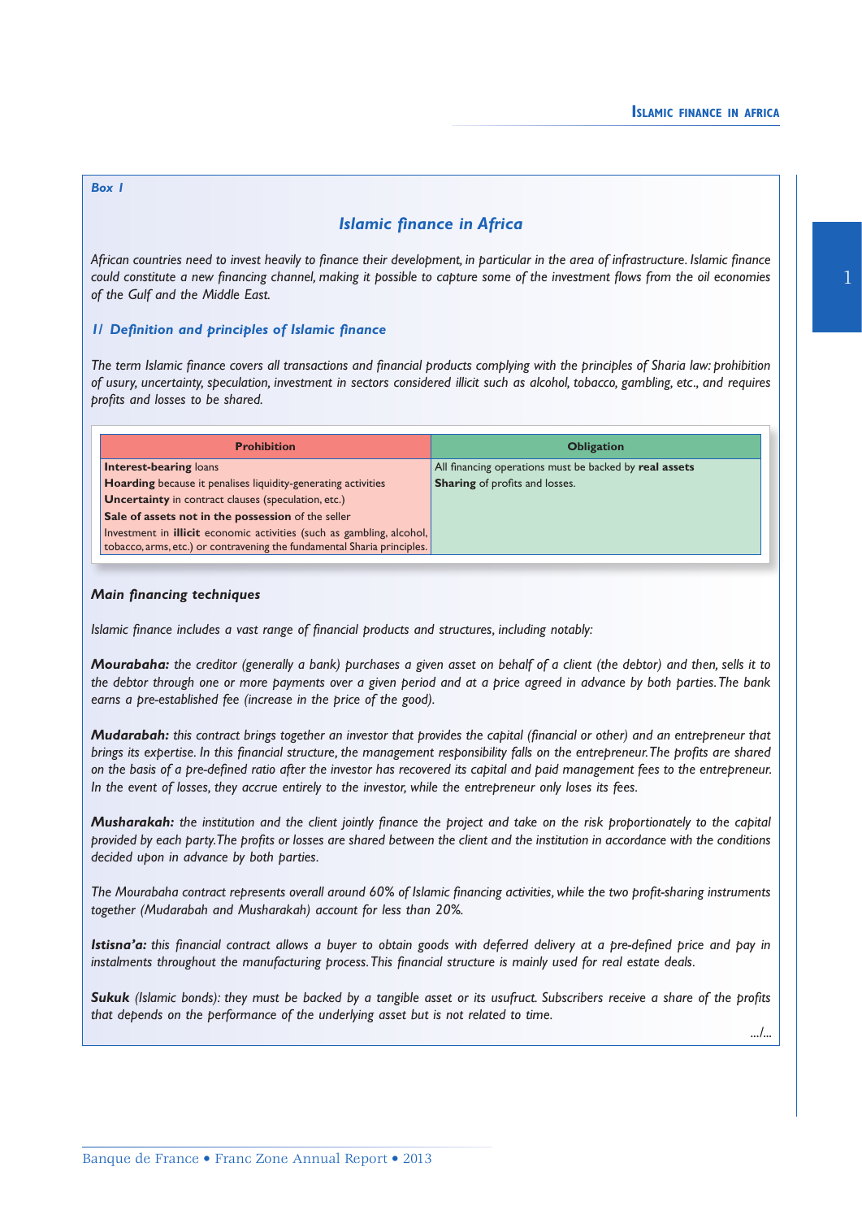Box 1

## *Islamic finance in Africa*

*African countries need to invest heavily to finance their development, in particular in the area of infrastructure. Islamic finance could constitute a new financing channel, making it possible to capture some of the investment flows from the oil economies of the Gulf and the Middle East.*

### *1/ Definition and principles of Islamic finance*

*The term Islamic finance covers all transactions and financial products complying with the principles of Sharia law: prohibition of usury, uncertainty, speculation, investment in sectors considered illicit such as alcohol, tobacco, gambling, etc., and requires profits and losses to be shared.*

| Prohibition | Obligation |
|---|---|
| **Interest-bearing** loans<br>**Hoarding** because it penalises liquidity-generating activities<br>**Uncertainty** in contract clauses (speculation, etc.)<br>**Sale of assets not in the possession** of the seller<br>Investment in **illicit** economic activities (such as gambling, alcohol, tobacco, arms, etc.) or contravening the fundamental Sharia principles. | All financing operations must be backed by **real assets**<br>**Sharing** of profits and losses. |

#### ***Main financing techniques***

*Islamic finance includes a vast range of financial products and structures, including notably:*

***Mourabaha:*** *the creditor (generally a bank) purchases a given asset on behalf of a client (the debtor) and then, sells it to the debtor through one or more payments over a given period and at a price agreed in advance by both parties. The bank earns a pre-established fee (increase in the price of the good).*

***Mudarabah:*** *this contract brings together an investor that provides the capital (financial or other) and an entrepreneur that brings its expertise. In this financial structure, the management responsibility falls on the entrepreneur. The profits are shared on the basis of a pre-defined ratio after the investor has recovered its capital and paid management fees to the entrepreneur. In the event of losses, they accrue entirely to the investor, while the entrepreneur only loses its fees.*

***Musharakah:*** *the institution and the client jointly finance the project and take on the risk proportionately to the capital provided by each party. The profits or losses are shared between the client and the institution in accordance with the conditions decided upon in advance by both parties.*

*The Mourabaha contract represents overall around 60% of Islamic financing activities, while the two profit-sharing instruments together (Mudarabah and Musharakah) account for less than 20%.*

***Istisna'a:*** *this financial contract allows a buyer to obtain goods with deferred delivery at a pre-defined price and pay in instalments throughout the manufacturing process. This financial structure is mainly used for real estate deals.*

***Sukuk*** *(Islamic bonds): they must be backed by a tangible asset or its usufruct. Subscribers receive a share of the profits that depends on the performance of the underlying asset but is not related to time.*

*.../...*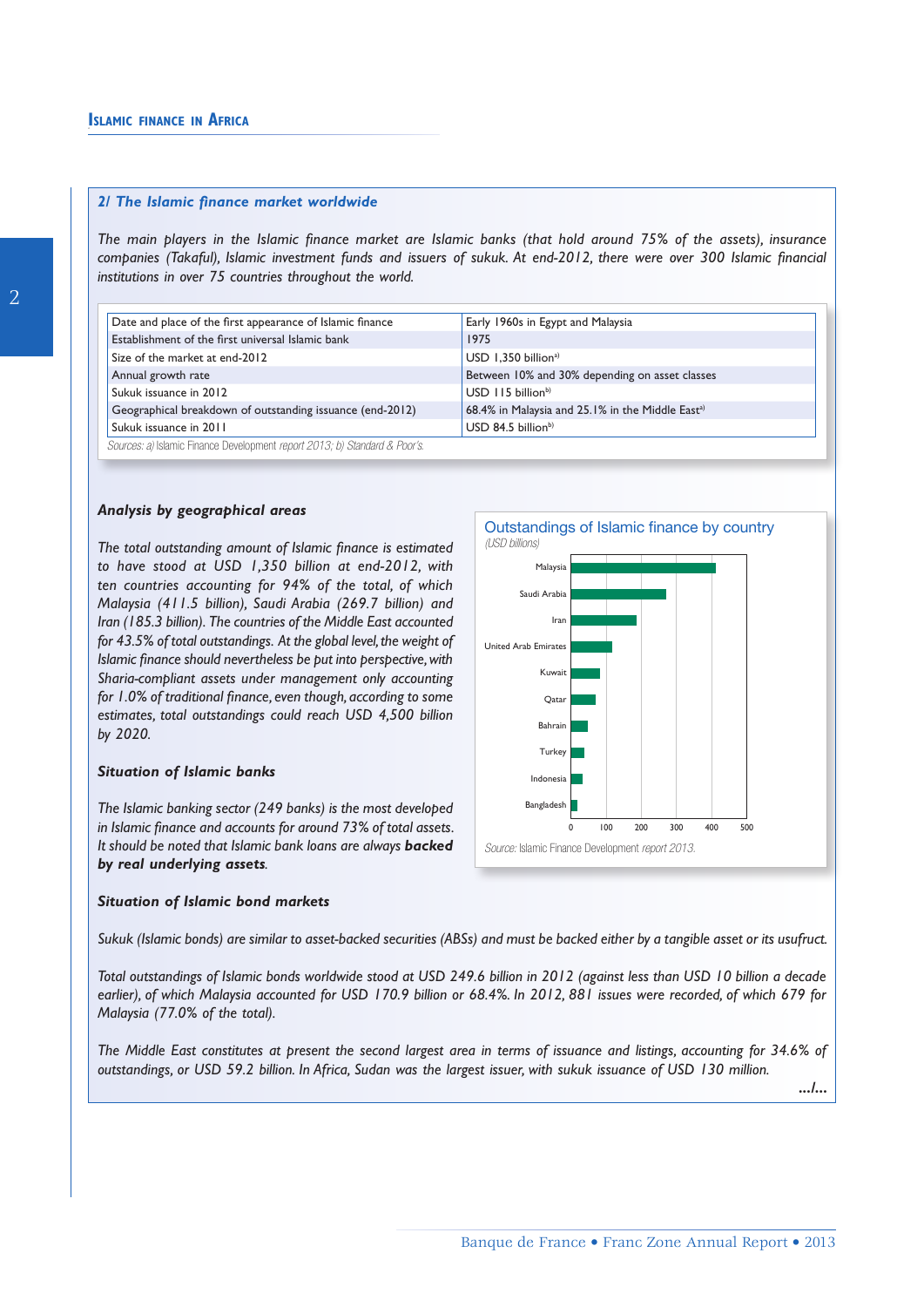### 2/ The Islamic finance market worldwide

*The main players in the Islamic finance market are Islamic banks (that hold around 75% of the assets), insurance companies (Takaful), Islamic investment funds and issuers of sukuk. At end-2012, there were over 300 Islamic financial institutions in over 75 countries throughout the world.*

| | |
|---|---|
| Date and place of the first appearance of Islamic finance | Early 1960s in Egypt and Malaysia |
| Establishment of the first universal Islamic bank | 1975 |
| Size of the market at end-2012 | USD 1,350 billion[a)] |
| Annual growth rate | Between 10% and 30% depending on asset classes |
| Sukuk issuance in 2012 | USD 115 billion[b)] |
| Geographical breakdown of outstanding issuance (end-2012) | 68.4% in Malaysia and 25.1% in the Middle East[a)] |
| Sukuk issuance in 2011 | USD 84.5 billion[b)] |

*Sources: a) Islamic Finance Development report 2013; b) Standard & Poor's.*

#### Analysis by geographical areas

*The total outstanding amount of Islamic finance is estimated to have stood at USD 1,350 billion at end-2012, with ten countries accounting for 94% of the total, of which Malaysia (411.5 billion), Saudi Arabia (269.7 billion) and Iran (185.3 billion). The countries of the Middle East accounted for 43.5% of total outstandings. At the global level, the weight of Islamic finance should nevertheless be put into perspective, with Sharia-compliant assets under management only accounting for 1.0% of traditional finance, even though, according to some estimates, total outstandings could reach USD 4,500 billion by 2020.*

**Outstandings of Islamic finance by country**
*(USD billions)*

Countries shown: Malaysia, Saudi Arabia, Iran, United Arab Emirates, Kuwait, Qatar, Bahrain, Turkey, Indonesia, Bangladesh (axis 0–500)

*Source: Islamic Finance Development report 2013.*

#### Situation of Islamic banks

*The Islamic banking sector (249 banks) is the most developed in Islamic finance and accounts for around 73% of total assets. It should be noted that Islamic bank loans are always* ***backed by real underlying assets****.*

#### Situation of Islamic bond markets

*Sukuk (Islamic bonds) are similar to asset-backed securities (ABSs) and must be backed either by a tangible asset or its usufruct.*

*Total outstandings of Islamic bonds worldwide stood at USD 249.6 billion in 2012 (against less than USD 10 billion a decade earlier), of which Malaysia accounted for USD 170.9 billion or 68.4%. In 2012, 881 issues were recorded, of which 679 for Malaysia (77.0% of the total).*

*The Middle East constitutes at present the second largest area in terms of issuance and listings, accounting for 34.6% of outstandings, or USD 59.2 billion. In Africa, Sudan was the largest issuer, with sukuk issuance of USD 130 million.*

*.../...*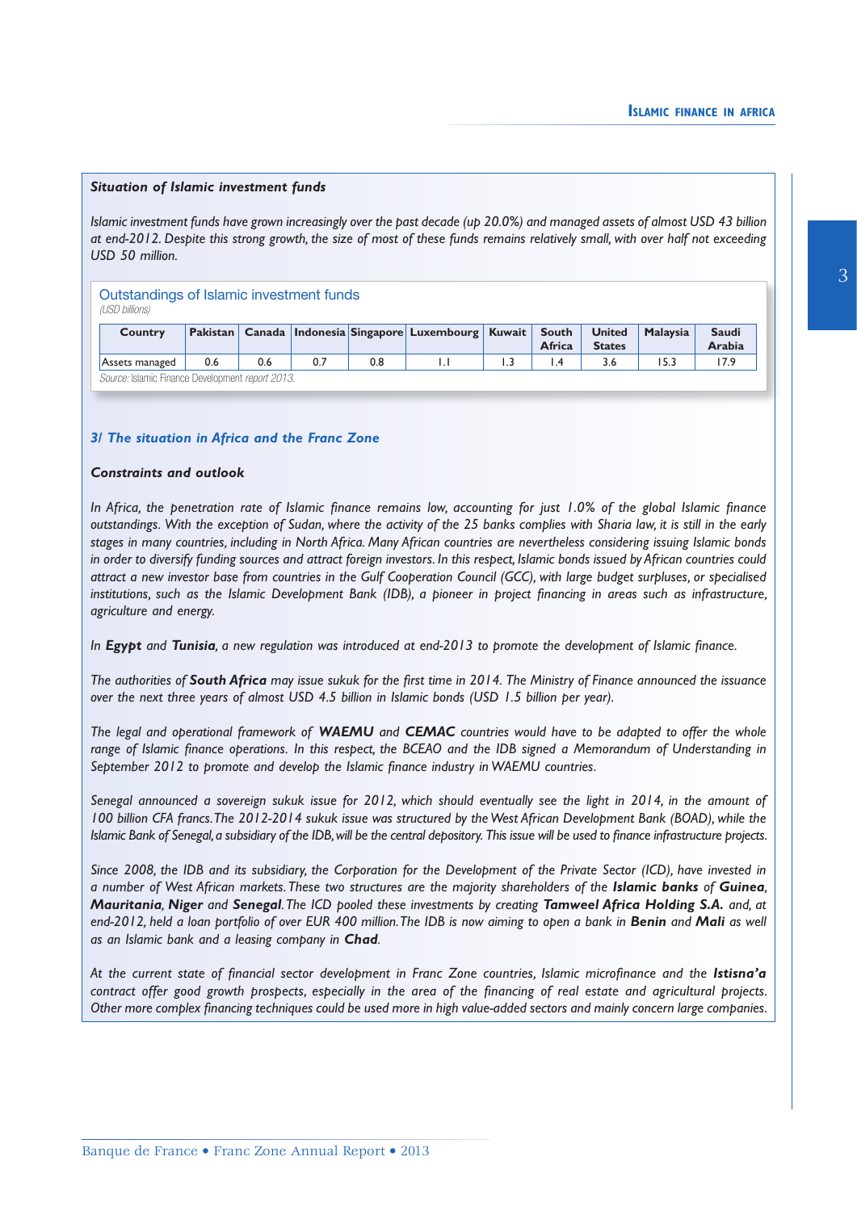### *Situation of Islamic investment funds*

*Islamic investment funds have grown increasingly over the past decade (up 20.0%) and managed assets of almost USD 43 billion at end-2012. Despite this strong growth, the size of most of these funds remains relatively small, with over half not exceeding USD 50 million.*

Outstandings of Islamic investment funds

*(USD billions)*

| Country | Pakistan | Canada | Indonesia | Singapore | Luxembourg | Kuwait | South Africa | United States | Malaysia | Saudi Arabia |
|---|---|---|---|---|---|---|---|---|---|---|
| Assets managed | 0.6 | 0.6 | 0.7 | 0.8 | 1.1 | 1.3 | 1.4 | 3.6 | 15.3 | 17.9 |

*Source: Islamic Finance Development report 2013.*

### *3/ The situation in Africa and the Franc Zone*

#### *Constraints and outlook*

*In Africa, the penetration rate of Islamic finance remains low, accounting for just 1.0% of the global Islamic finance outstandings. With the exception of Sudan, where the activity of the 25 banks complies with Sharia law, it is still in the early stages in many countries, including in North Africa. Many African countries are nevertheless considering issuing Islamic bonds in order to diversify funding sources and attract foreign investors. In this respect, Islamic bonds issued by African countries could attract a new investor base from countries in the Gulf Cooperation Council (GCC), with large budget surpluses, or specialised institutions, such as the Islamic Development Bank (IDB), a pioneer in project financing in areas such as infrastructure, agriculture and energy.*

*In **Egypt** and **Tunisia**, a new regulation was introduced at end-2013 to promote the development of Islamic finance.*

*The authorities of **South Africa** may issue sukuk for the first time in 2014. The Ministry of Finance announced the issuance over the next three years of almost USD 4.5 billion in Islamic bonds (USD 1.5 billion per year).*

*The legal and operational framework of **WAEMU** and **CEMAC** countries would have to be adapted to offer the whole range of Islamic finance operations. In this respect, the BCEAO and the IDB signed a Memorandum of Understanding in September 2012 to promote and develop the Islamic finance industry in WAEMU countries.*

*Senegal announced a sovereign sukuk issue for 2012, which should eventually see the light in 2014, in the amount of 100 billion CFA francs. The 2012-2014 sukuk issue was structured by the West African Development Bank (BOAD), while the Islamic Bank of Senegal, a subsidiary of the IDB, will be the central depository. This issue will be used to finance infrastructure projects.*

*Since 2008, the IDB and its subsidiary, the Corporation for the Development of the Private Sector (ICD), have invested in a number of West African markets. These two structures are the majority shareholders of the **Islamic banks** of **Guinea**, **Mauritania**, **Niger** and **Senegal**. The ICD pooled these investments by creating **Tamweel Africa Holding S.A.** and, at end-2012, held a loan portfolio of over EUR 400 million. The IDB is now aiming to open a bank in **Benin** and **Mali** as well as an Islamic bank and a leasing company in **Chad**.*

*At the current state of financial sector development in Franc Zone countries, Islamic microfinance and the **Istisna'a** contract offer good growth prospects, especially in the area of the financing of real estate and agricultural projects. Other more complex financing techniques could be used more in high value-added sectors and mainly concern large companies.*